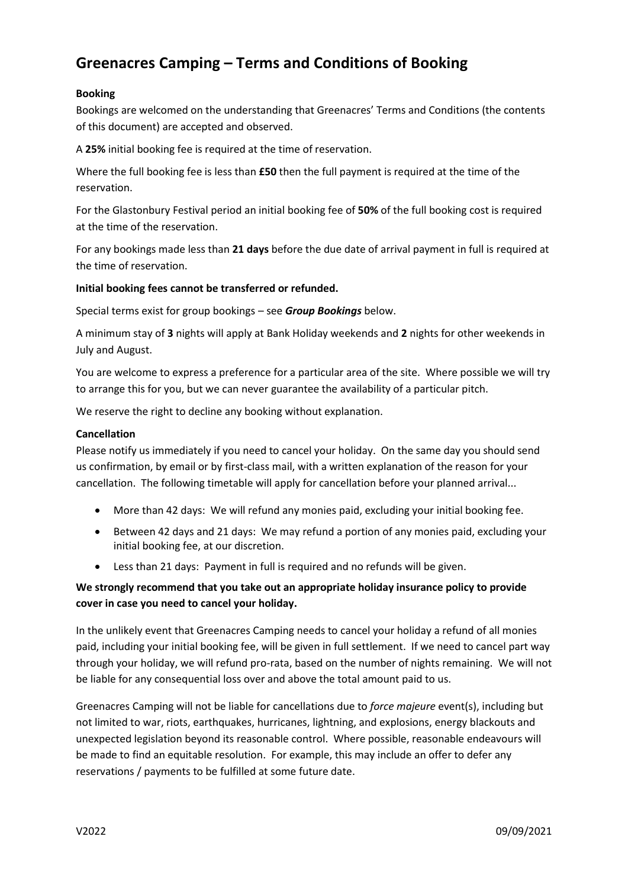# Greenacres Camping – Terms and Conditions of Booking

**Booking**

Bookings are welcomed on the understanding that Greenacres' Terms and Conditions (the contents of this document) are accepted and observed.

A **25%** initial booking fee is required at the time of reservation.

Where the full booking fee is less than **£50** then the full payment is required at the time of the reservation.

For the Glastonbury Festival period an initial booking fee of **50%** of the full booking cost is required at the time of the reservation.

For any bookings made less than **21 days** before the due date of arrival payment in full is required at the time of reservation.

**Initial booking fees cannot be transferred or refunded.**

Special terms exist for group bookings – see ***Group Bookings*** below.

A minimum stay of **3** nights will apply at Bank Holiday weekends and **2** nights for other weekends in July and August.

You are welcome to express a preference for a particular area of the site. Where possible we will try to arrange this for you, but we can never guarantee the availability of a particular pitch.

We reserve the right to decline any booking without explanation.

**Cancellation**

Please notify us immediately if you need to cancel your holiday. On the same day you should send us confirmation, by email or by first-class mail, with a written explanation of the reason for your cancellation. The following timetable will apply for cancellation before your planned arrival...

- More than 42 days: We will refund any monies paid, excluding your initial booking fee.
- Between 42 days and 21 days: We may refund a portion of any monies paid, excluding your initial booking fee, at our discretion.
- Less than 21 days: Payment in full is required and no refunds will be given.

**We strongly recommend that you take out an appropriate holiday insurance policy to provide cover in case you need to cancel your holiday.**

In the unlikely event that Greenacres Camping needs to cancel your holiday a refund of all monies paid, including your initial booking fee, will be given in full settlement. If we need to cancel part way through your holiday, we will refund pro-rata, based on the number of nights remaining. We will not be liable for any consequential loss over and above the total amount paid to us.

Greenacres Camping will not be liable for cancellations due to *force majeure* event(s), including but not limited to war, riots, earthquakes, hurricanes, lightning, and explosions, energy blackouts and unexpected legislation beyond its reasonable control. Where possible, reasonable endeavours will be made to find an equitable resolution. For example, this may include an offer to defer any reservations / payments to be fulfilled at some future date.

V2022 09/09/2021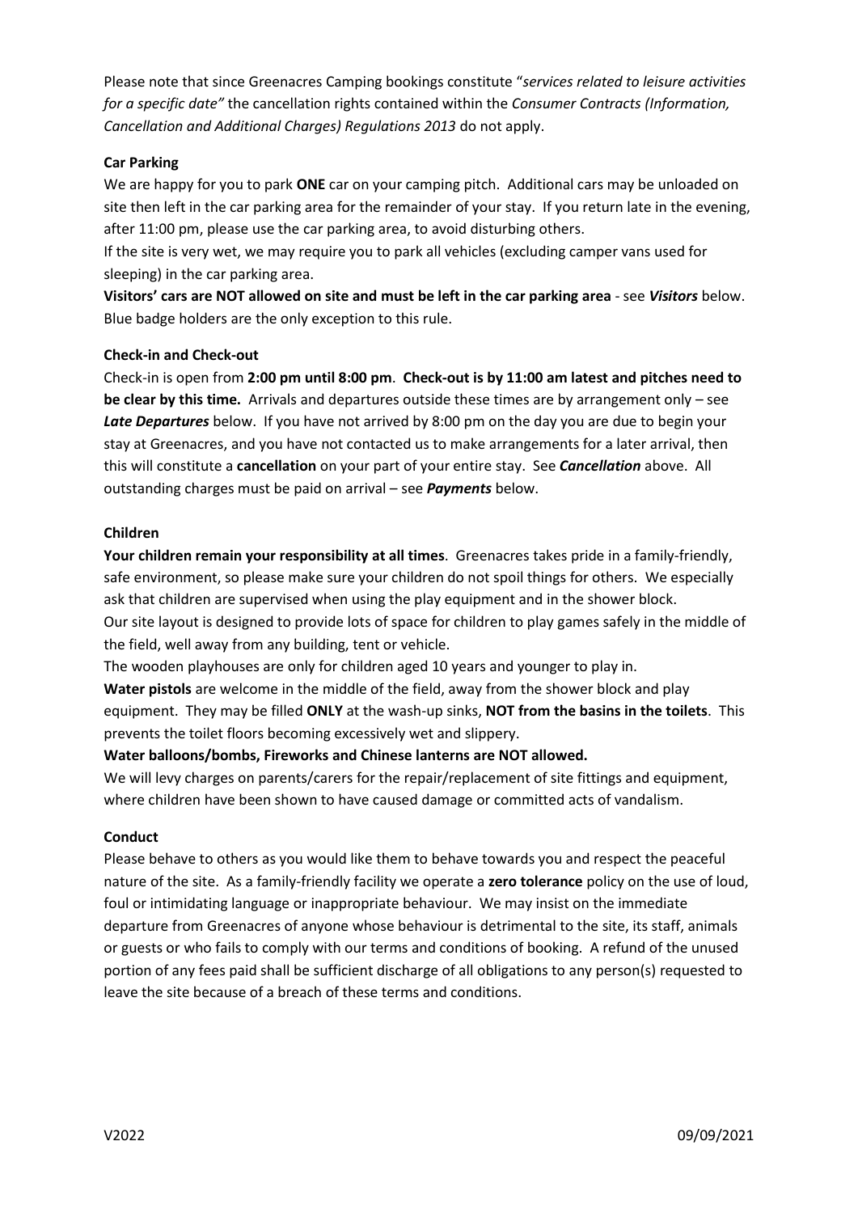Please note that since Greenacres Camping bookings constitute "*services related to leisure activities for a specific date"* the cancellation rights contained within the *Consumer Contracts (Information, Cancellation and Additional Charges) Regulations 2013* do not apply.

**Car Parking**

We are happy for you to park **ONE** car on your camping pitch. Additional cars may be unloaded on site then left in the car parking area for the remainder of your stay. If you return late in the evening, after 11:00 pm, please use the car parking area, to avoid disturbing others.

If the site is very wet, we may require you to park all vehicles (excluding camper vans used for sleeping) in the car parking area.

**Visitors' cars are NOT allowed on site and must be left in the car parking area** - see ***Visitors*** below. Blue badge holders are the only exception to this rule.

**Check-in and Check-out**

Check-in is open from **2:00 pm until 8:00 pm**. **Check-out is by 11:00 am latest and pitches need to be clear by this time.** Arrivals and departures outside these times are by arrangement only – see ***Late Departures*** below. If you have not arrived by 8:00 pm on the day you are due to begin your stay at Greenacres, and you have not contacted us to make arrangements for a later arrival, then this will constitute a **cancellation** on your part of your entire stay. See ***Cancellation*** above. All outstanding charges must be paid on arrival – see ***Payments*** below.

**Children**

**Your children remain your responsibility at all times**. Greenacres takes pride in a family-friendly, safe environment, so please make sure your children do not spoil things for others. We especially ask that children are supervised when using the play equipment and in the shower block.

Our site layout is designed to provide lots of space for children to play games safely in the middle of the field, well away from any building, tent or vehicle.

The wooden playhouses are only for children aged 10 years and younger to play in.

**Water pistols** are welcome in the middle of the field, away from the shower block and play equipment. They may be filled **ONLY** at the wash-up sinks, **NOT from the basins in the toilets**. This prevents the toilet floors becoming excessively wet and slippery.

**Water balloons/bombs, Fireworks and Chinese lanterns are NOT allowed.**

We will levy charges on parents/carers for the repair/replacement of site fittings and equipment, where children have been shown to have caused damage or committed acts of vandalism.

**Conduct**

Please behave to others as you would like them to behave towards you and respect the peaceful nature of the site. As a family-friendly facility we operate a **zero tolerance** policy on the use of loud, foul or intimidating language or inappropriate behaviour. We may insist on the immediate departure from Greenacres of anyone whose behaviour is detrimental to the site, its staff, animals or guests or who fails to comply with our terms and conditions of booking. A refund of the unused portion of any fees paid shall be sufficient discharge of all obligations to any person(s) requested to leave the site because of a breach of these terms and conditions.

V2022 09/09/2021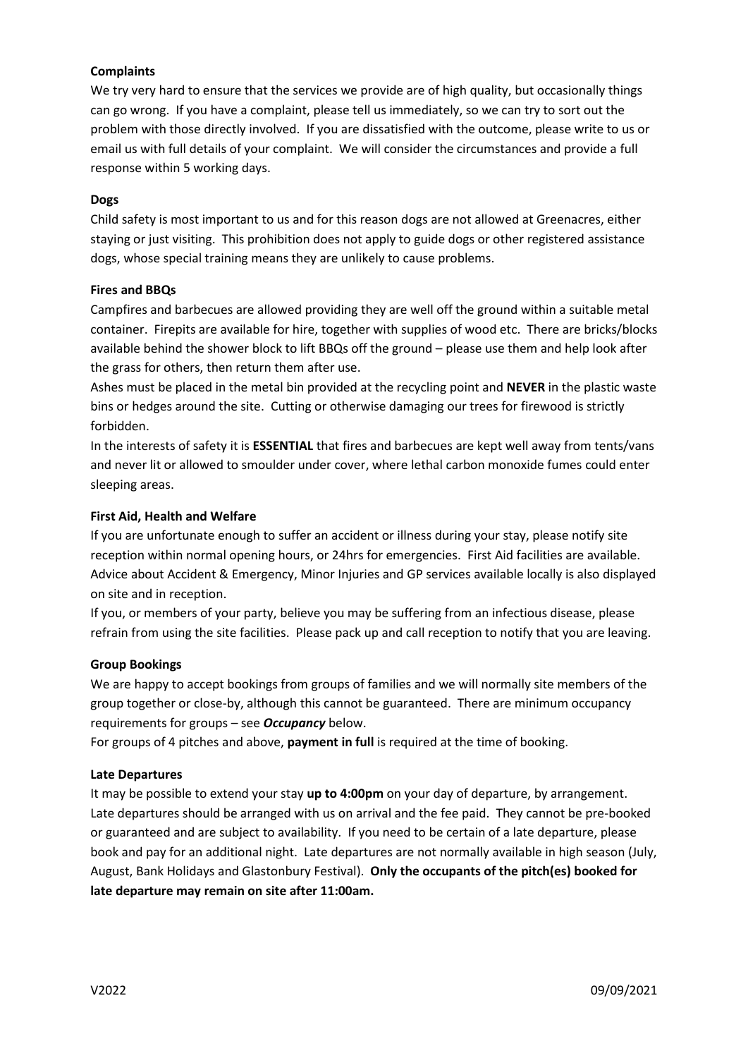**Complaints**

We try very hard to ensure that the services we provide are of high quality, but occasionally things can go wrong. If you have a complaint, please tell us immediately, so we can try to sort out the problem with those directly involved. If you are dissatisfied with the outcome, please write to us or email us with full details of your complaint. We will consider the circumstances and provide a full response within 5 working days.

**Dogs**

Child safety is most important to us and for this reason dogs are not allowed at Greenacres, either staying or just visiting. This prohibition does not apply to guide dogs or other registered assistance dogs, whose special training means they are unlikely to cause problems.

**Fires and BBQs**

Campfires and barbecues are allowed providing they are well off the ground within a suitable metal container. Firepits are available for hire, together with supplies of wood etc. There are bricks/blocks available behind the shower block to lift BBQs off the ground – please use them and help look after the grass for others, then return them after use.

Ashes must be placed in the metal bin provided at the recycling point and **NEVER** in the plastic waste bins or hedges around the site. Cutting or otherwise damaging our trees for firewood is strictly forbidden.

In the interests of safety it is **ESSENTIAL** that fires and barbecues are kept well away from tents/vans and never lit or allowed to smoulder under cover, where lethal carbon monoxide fumes could enter sleeping areas.

**First Aid, Health and Welfare**

If you are unfortunate enough to suffer an accident or illness during your stay, please notify site reception within normal opening hours, or 24hrs for emergencies. First Aid facilities are available. Advice about Accident & Emergency, Minor Injuries and GP services available locally is also displayed on site and in reception.

If you, or members of your party, believe you may be suffering from an infectious disease, please refrain from using the site facilities. Please pack up and call reception to notify that you are leaving.

**Group Bookings**

We are happy to accept bookings from groups of families and we will normally site members of the group together or close-by, although this cannot be guaranteed. There are minimum occupancy requirements for groups – see ***Occupancy*** below.

For groups of 4 pitches and above, **payment in full** is required at the time of booking.

**Late Departures**

It may be possible to extend your stay **up to 4:00pm** on your day of departure, by arrangement. Late departures should be arranged with us on arrival and the fee paid. They cannot be pre-booked or guaranteed and are subject to availability. If you need to be certain of a late departure, please book and pay for an additional night. Late departures are not normally available in high season (July, August, Bank Holidays and Glastonbury Festival). **Only the occupants of the pitch(es) booked for late departure may remain on site after 11:00am.**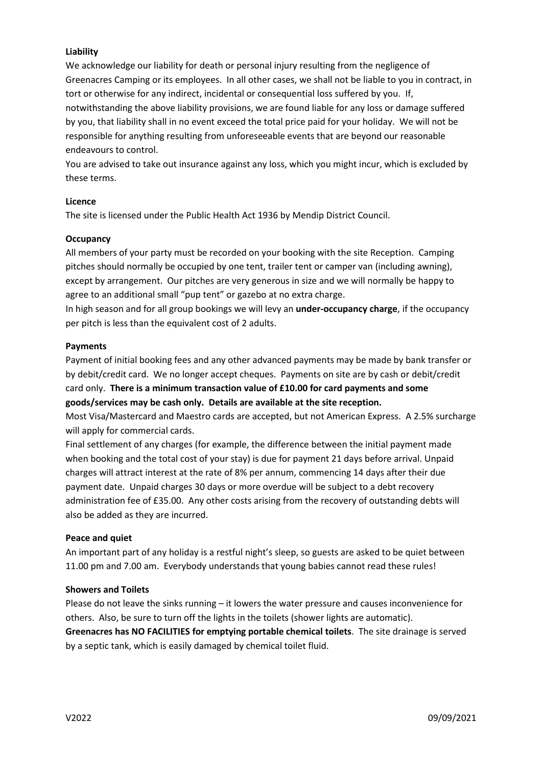**Liability**

We acknowledge our liability for death or personal injury resulting from the negligence of Greenacres Camping or its employees. In all other cases, we shall not be liable to you in contract, in tort or otherwise for any indirect, incidental or consequential loss suffered by you. If, notwithstanding the above liability provisions, we are found liable for any loss or damage suffered by you, that liability shall in no event exceed the total price paid for your holiday. We will not be responsible for anything resulting from unforeseeable events that are beyond our reasonable endeavours to control.

You are advised to take out insurance against any loss, which you might incur, which is excluded by these terms.

**Licence**

The site is licensed under the Public Health Act 1936 by Mendip District Council.

**Occupancy**

All members of your party must be recorded on your booking with the site Reception. Camping pitches should normally be occupied by one tent, trailer tent or camper van (including awning), except by arrangement. Our pitches are very generous in size and we will normally be happy to agree to an additional small "pup tent" or gazebo at no extra charge.

In high season and for all group bookings we will levy an **under-occupancy charge**, if the occupancy per pitch is less than the equivalent cost of 2 adults.

**Payments**

Payment of initial booking fees and any other advanced payments may be made by bank transfer or by debit/credit card. We no longer accept cheques. Payments on site are by cash or debit/credit card only. **There is a minimum transaction value of £10.00 for card payments and some goods/services may be cash only. Details are available at the site reception.**

Most Visa/Mastercard and Maestro cards are accepted, but not American Express. A 2.5% surcharge will apply for commercial cards.

Final settlement of any charges (for example, the difference between the initial payment made when booking and the total cost of your stay) is due for payment 21 days before arrival. Unpaid charges will attract interest at the rate of 8% per annum, commencing 14 days after their due payment date. Unpaid charges 30 days or more overdue will be subject to a debt recovery administration fee of £35.00. Any other costs arising from the recovery of outstanding debts will also be added as they are incurred.

**Peace and quiet**

An important part of any holiday is a restful night's sleep, so guests are asked to be quiet between 11.00 pm and 7.00 am. Everybody understands that young babies cannot read these rules!

**Showers and Toilets**

Please do not leave the sinks running – it lowers the water pressure and causes inconvenience for others. Also, be sure to turn off the lights in the toilets (shower lights are automatic).

**Greenacres has NO FACILITIES for emptying portable chemical toilets**. The site drainage is served by a septic tank, which is easily damaged by chemical toilet fluid.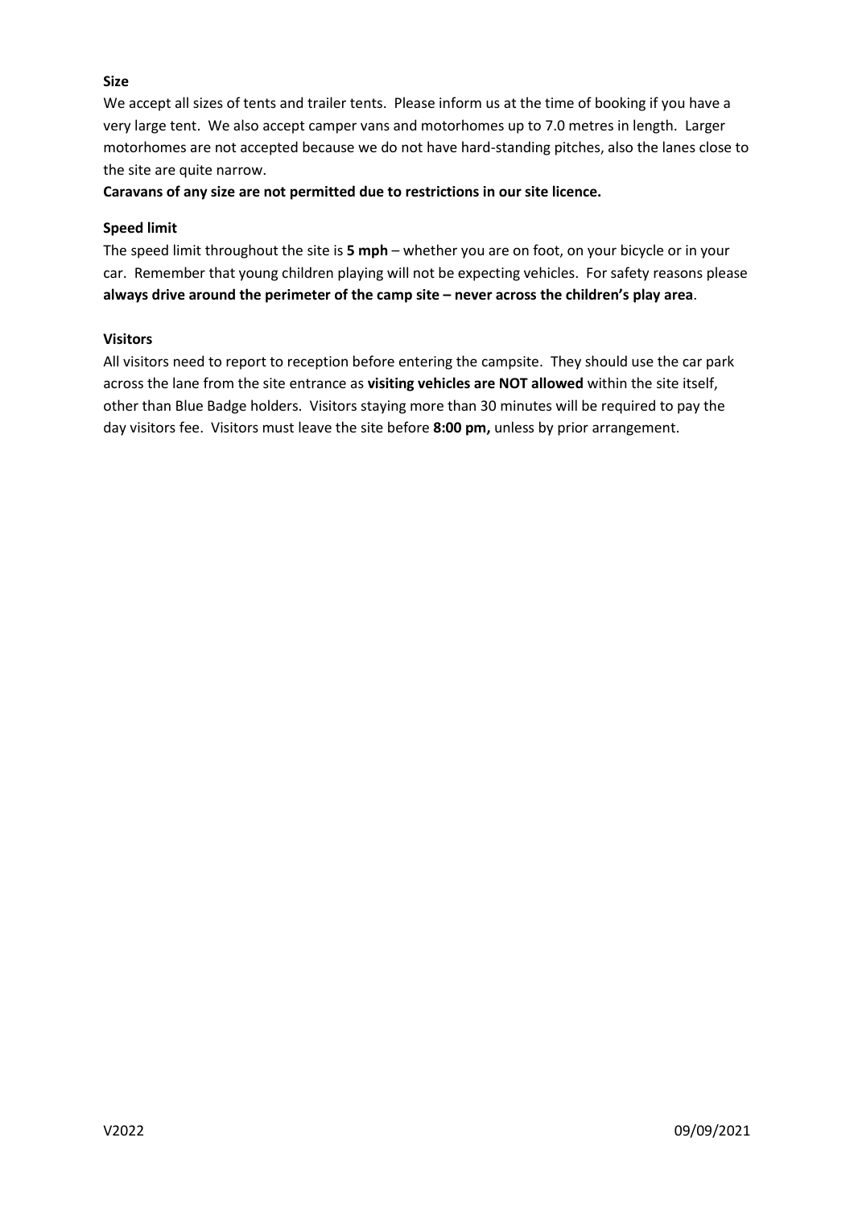**Size**

We accept all sizes of tents and trailer tents. Please inform us at the time of booking if you have a very large tent. We also accept camper vans and motorhomes up to 7.0 metres in length. Larger motorhomes are not accepted because we do not have hard-standing pitches, also the lanes close to the site are quite narrow.

**Caravans of any size are not permitted due to restrictions in our site licence.**

**Speed limit**

The speed limit throughout the site is **5 mph** – whether you are on foot, on your bicycle or in your car. Remember that young children playing will not be expecting vehicles. For safety reasons please **always drive around the perimeter of the camp site – never across the children's play area**.

**Visitors**

All visitors need to report to reception before entering the campsite. They should use the car park across the lane from the site entrance as **visiting vehicles are NOT allowed** within the site itself, other than Blue Badge holders. Visitors staying more than 30 minutes will be required to pay the day visitors fee. Visitors must leave the site before **8:00 pm,** unless by prior arrangement.

V2022 09/09/2021